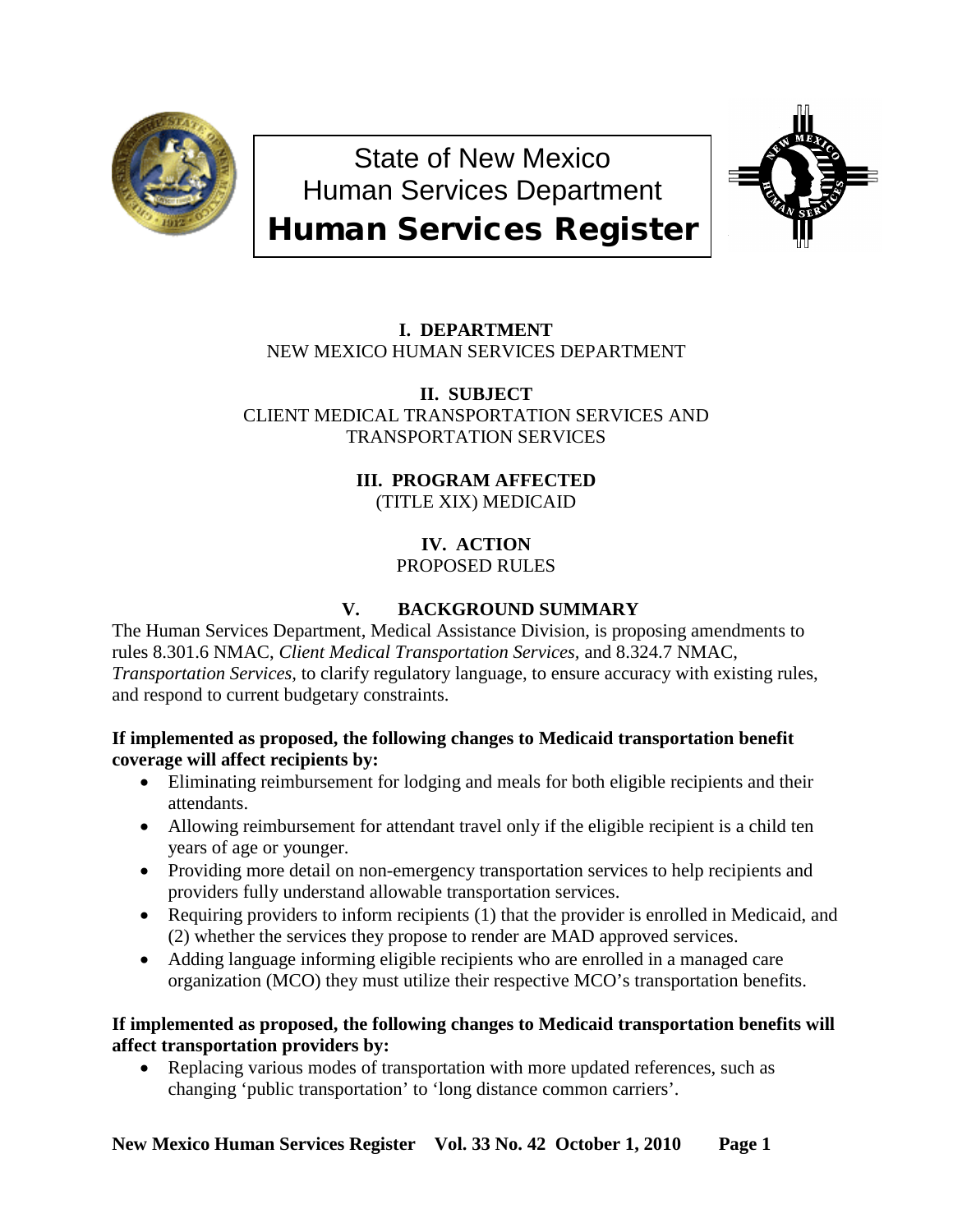State of New Mexico
Human Services Department
**Human Services Register**

**I. DEPARTMENT**
NEW MEXICO HUMAN SERVICES DEPARTMENT

**II. SUBJECT**
CLIENT MEDICAL TRANSPORTATION SERVICES AND TRANSPORTATION SERVICES

**III. PROGRAM AFFECTED**
(TITLE XIX) MEDICAID

**IV. ACTION**
PROPOSED RULES

**V. BACKGROUND SUMMARY**

The Human Services Department, Medical Assistance Division, is proposing amendments to rules 8.301.6 NMAC, *Client Medical Transportation Services,* and 8.324.7 NMAC, *Transportation Services,* to clarify regulatory language, to ensure accuracy with existing rules, and respond to current budgetary constraints.

**If implemented as proposed, the following changes to Medicaid transportation benefit coverage will affect recipients by:**

- Eliminating reimbursement for lodging and meals for both eligible recipients and their attendants.
- Allowing reimbursement for attendant travel only if the eligible recipient is a child ten years of age or younger.
- Providing more detail on non-emergency transportation services to help recipients and providers fully understand allowable transportation services.
- Requiring providers to inform recipients (1) that the provider is enrolled in Medicaid, and (2) whether the services they propose to render are MAD approved services.
- Adding language informing eligible recipients who are enrolled in a managed care organization (MCO) they must utilize their respective MCO's transportation benefits.

**If implemented as proposed, the following changes to Medicaid transportation benefits will affect transportation providers by:**

- Replacing various modes of transportation with more updated references, such as changing 'public transportation' to 'long distance common carriers'.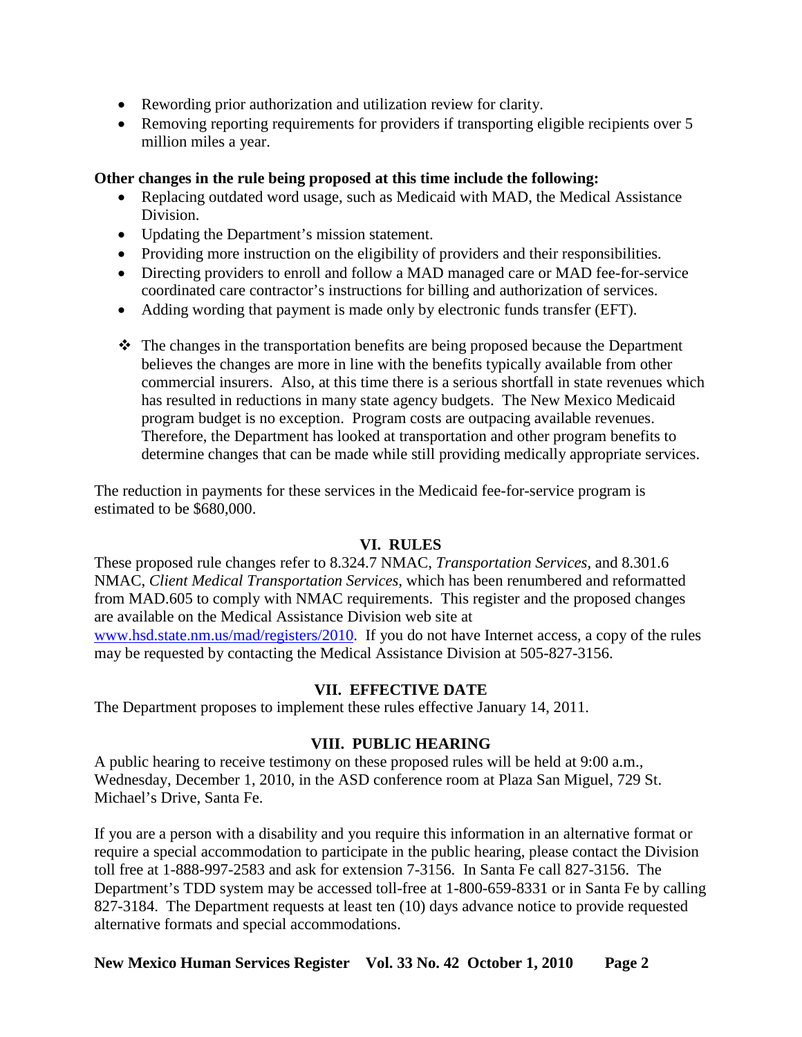- Rewording prior authorization and utilization review for clarity.
- Removing reporting requirements for providers if transporting eligible recipients over 5 million miles a year.

**Other changes in the rule being proposed at this time include the following:**

- Replacing outdated word usage, such as Medicaid with MAD, the Medical Assistance Division.
- Updating the Department's mission statement.
- Providing more instruction on the eligibility of providers and their responsibilities.
- Directing providers to enroll and follow a MAD managed care or MAD fee-for-service coordinated care contractor's instructions for billing and authorization of services.
- Adding wording that payment is made only by electronic funds transfer (EFT).

- ❖ The changes in the transportation benefits are being proposed because the Department believes the changes are more in line with the benefits typically available from other commercial insurers. Also, at this time there is a serious shortfall in state revenues which has resulted in reductions in many state agency budgets. The New Mexico Medicaid program budget is no exception. Program costs are outpacing available revenues. Therefore, the Department has looked at transportation and other program benefits to determine changes that can be made while still providing medically appropriate services.

The reduction in payments for these services in the Medicaid fee-for-service program is estimated to be $680,000.

## VI. RULES

These proposed rule changes refer to 8.324.7 NMAC, *Transportation Services*, and 8.301.6 NMAC, *Client Medical Transportation Services*, which has been renumbered and reformatted from MAD.605 to comply with NMAC requirements. This register and the proposed changes are available on the Medical Assistance Division web site at www.hsd.state.nm.us/mad/registers/2010. If you do not have Internet access, a copy of the rules may be requested by contacting the Medical Assistance Division at 505-827-3156.

## VII. EFFECTIVE DATE

The Department proposes to implement these rules effective January 14, 2011.

## VIII. PUBLIC HEARING

A public hearing to receive testimony on these proposed rules will be held at 9:00 a.m., Wednesday, December 1, 2010, in the ASD conference room at Plaza San Miguel, 729 St. Michael's Drive, Santa Fe.

If you are a person with a disability and you require this information in an alternative format or require a special accommodation to participate in the public hearing, please contact the Division toll free at 1-888-997-2583 and ask for extension 7-3156. In Santa Fe call 827-3156. The Department's TDD system may be accessed toll-free at 1-800-659-8331 or in Santa Fe by calling 827-3184. The Department requests at least ten (10) days advance notice to provide requested alternative formats and special accommodations.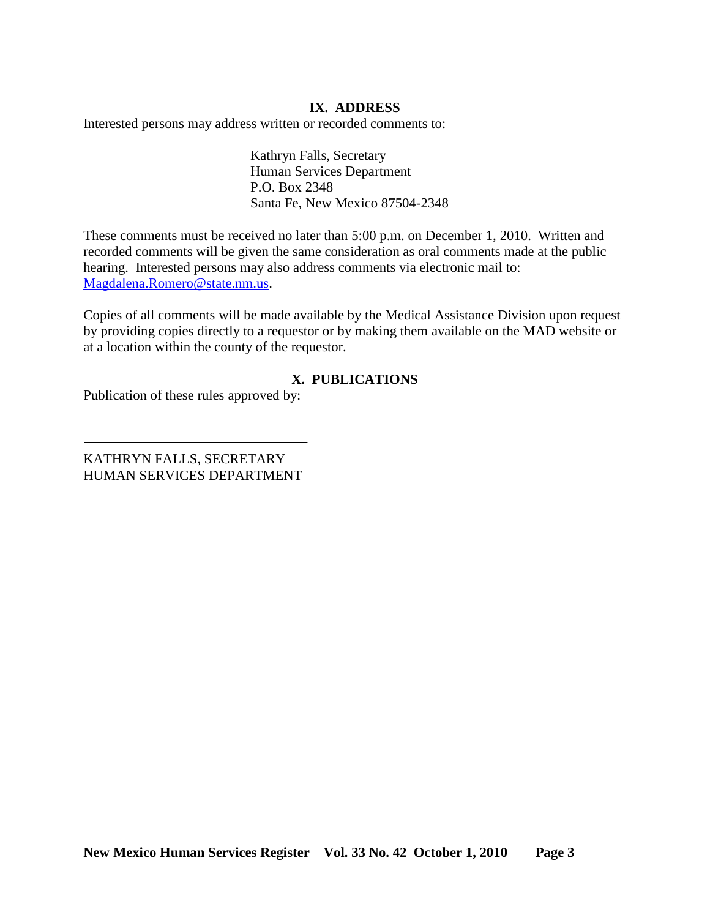## IX. ADDRESS

Interested persons may address written or recorded comments to:

Kathryn Falls, Secretary
Human Services Department
P.O. Box 2348
Santa Fe, New Mexico 87504-2348

These comments must be received no later than 5:00 p.m. on December 1, 2010. Written and recorded comments will be given the same consideration as oral comments made at the public hearing. Interested persons may also address comments via electronic mail to: Magdalena.Romero@state.nm.us.

Copies of all comments will be made available by the Medical Assistance Division upon request by providing copies directly to a requestor or by making them available on the MAD website or at a location within the county of the requestor.

## X. PUBLICATIONS

Publication of these rules approved by:

\_\_\_\_\_\_\_\_\_\_\_\_\_\_\_\_\_\_\_\_\_\_\_\_\_\_\_\_\_\_

KATHRYN FALLS, SECRETARY
HUMAN SERVICES DEPARTMENT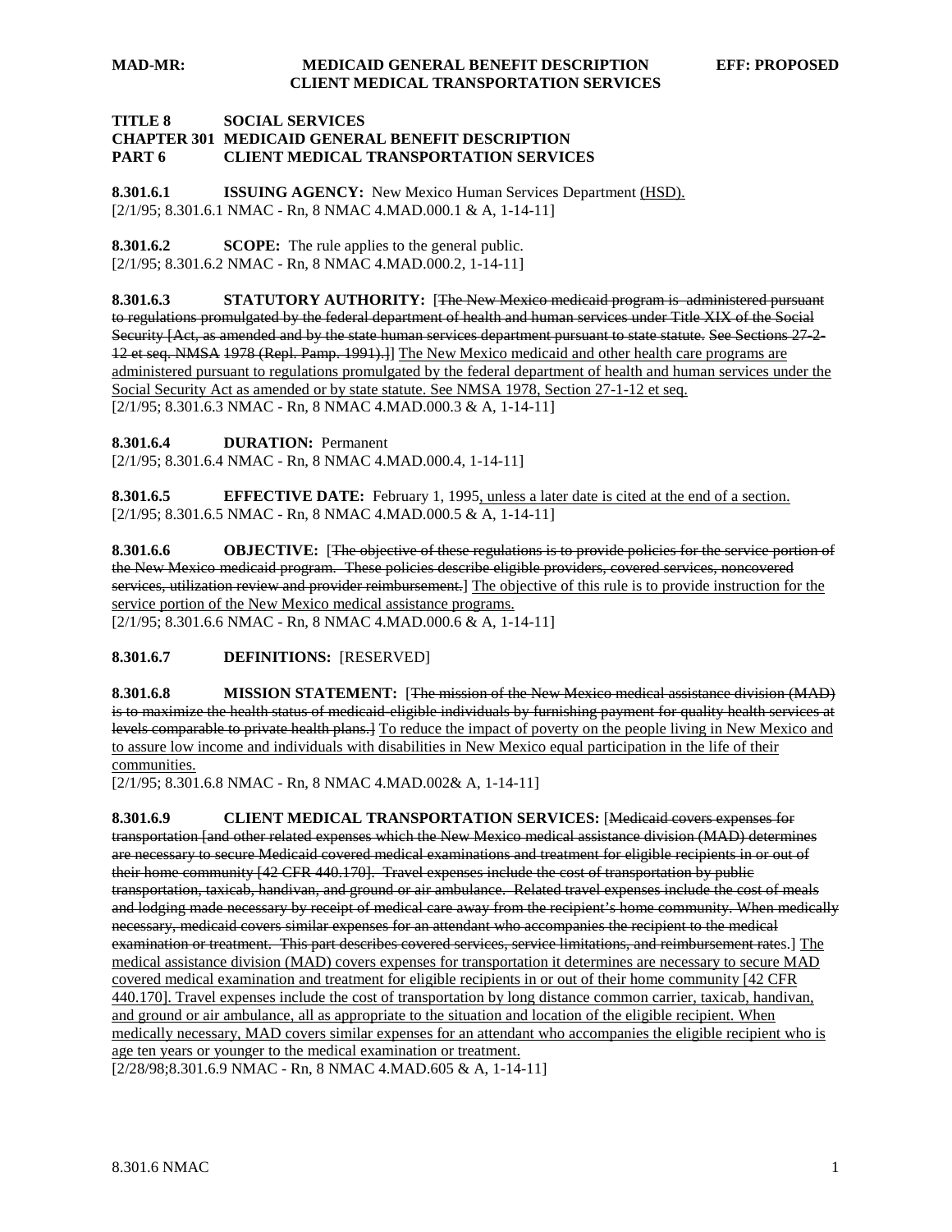**TITLE 8 SOCIAL SERVICES**
**CHAPTER 301 MEDICAID GENERAL BENEFIT DESCRIPTION**
**PART 6 CLIENT MEDICAL TRANSPORTATION SERVICES**

**8.301.6.1 ISSUING AGENCY:** New Mexico Human Services Department (HSD).
[2/1/95; 8.301.6.1 NMAC - Rn, 8 NMAC 4.MAD.000.1 & A, 1-14-11]

**8.301.6.2 SCOPE:** The rule applies to the general public.
[2/1/95; 8.301.6.2 NMAC - Rn, 8 NMAC 4.MAD.000.2, 1-14-11]

**8.301.6.3 STATUTORY AUTHORITY:** [~~The New Mexico medicaid program is administered pursuant to regulations promulgated by the federal department of health and human services under Title XIX of the Social Security [Act, as amended and by the state human services department pursuant to state statute. See Sections 27-2-12 et seq. NMSA 1978 (Repl. Pamp. 1991).]~~] The New Mexico medicaid and other health care programs are administered pursuant to regulations promulgated by the federal department of health and human services under the Social Security Act as amended or by state statute. See NMSA 1978, Section 27-1-12 et seq.
[2/1/95; 8.301.6.3 NMAC - Rn, 8 NMAC 4.MAD.000.3 & A, 1-14-11]

**8.301.6.4 DURATION:** Permanent
[2/1/95; 8.301.6.4 NMAC - Rn, 8 NMAC 4.MAD.000.4, 1-14-11]

**8.301.6.5 EFFECTIVE DATE:** February 1, 1995, unless a later date is cited at the end of a section.
[2/1/95; 8.301.6.5 NMAC - Rn, 8 NMAC 4.MAD.000.5 & A, 1-14-11]

**8.301.6.6 OBJECTIVE:** [~~The objective of these regulations is to provide policies for the service portion of the New Mexico medicaid program. These policies describe eligible providers, covered services, noncovered services, utilization review and provider reimbursement.~~] The objective of this rule is to provide instruction for the service portion of the New Mexico medical assistance programs.
[2/1/95; 8.301.6.6 NMAC - Rn, 8 NMAC 4.MAD.000.6 & A, 1-14-11]

**8.301.6.7 DEFINITIONS:** [RESERVED]

**8.301.6.8 MISSION STATEMENT:** [~~The mission of the New Mexico medical assistance division (MAD) is to maximize the health status of medicaid-eligible individuals by furnishing payment for quality health services at levels comparable to private health plans.~~] To reduce the impact of poverty on the people living in New Mexico and to assure low income and individuals with disabilities in New Mexico equal participation in the life of their communities.
[2/1/95; 8.301.6.8 NMAC - Rn, 8 NMAC 4.MAD.002& A, 1-14-11]

**8.301.6.9 CLIENT MEDICAL TRANSPORTATION SERVICES:** [~~Medicaid covers expenses for transportation [and other related expenses which the New Mexico medical assistance division (MAD) determines are necessary to secure Medicaid covered medical examinations and treatment for eligible recipients in or out of their home community [42 CFR 440.170]. Travel expenses include the cost of transportation by public transportation, taxicab, handivan, and ground or air ambulance. Related travel expenses include the cost of meals and lodging made necessary by receipt of medical care away from the recipient's home community. When medically necessary, medicaid covers similar expenses for an attendant who accompanies the recipient to the medical examination or treatment. This part describes covered services, service limitations, and reimbursement rates.~~] The medical assistance division (MAD) covers expenses for transportation it determines are necessary to secure MAD covered medical examination and treatment for eligible recipients in or out of their home community [42 CFR 440.170]. Travel expenses include the cost of transportation by long distance common carrier, taxicab, handivan, and ground or air ambulance, all as appropriate to the situation and location of the eligible recipient. When medically necessary, MAD covers similar expenses for an attendant who accompanies the eligible recipient who is age ten years or younger to the medical examination or treatment.
[2/28/98;8.301.6.9 NMAC - Rn, 8 NMAC 4.MAD.605 & A, 1-14-11]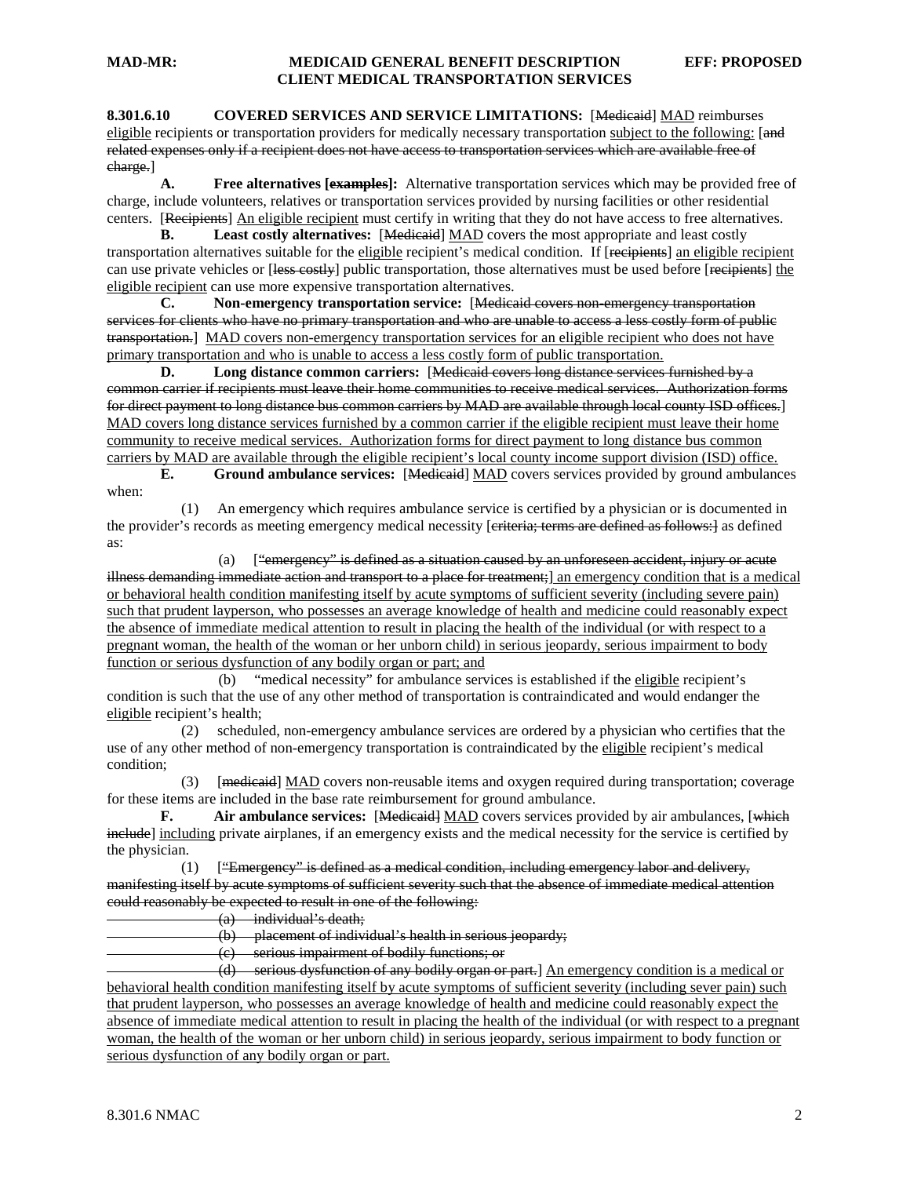**8.301.6.10 COVERED SERVICES AND SERVICE LIMITATIONS:** [~~Medicaid~~] <u>MAD</u> reimburses <u>eligible</u> recipients or transportation providers for medically necessary transportation <u>subject to the following:</u> [~~and related expenses only if a recipient does not have access to transportation services which are available free of charge.~~]

**A. Free alternatives [~~examples~~]:** Alternative transportation services which may be provided free of charge, include volunteers, relatives or transportation services provided by nursing facilities or other residential centers. [~~Recipients~~] <u>An eligible recipient</u> must certify in writing that they do not have access to free alternatives.

**B. Least costly alternatives:** [~~Medicaid~~] <u>MAD</u> covers the most appropriate and least costly transportation alternatives suitable for the <u>eligible</u> recipient's medical condition. If [~~recipients~~] <u>an eligible recipient</u> can use private vehicles or [~~less costly~~] public transportation, those alternatives must be used before [~~recipients~~] <u>the eligible recipient</u> can use more expensive transportation alternatives.

**C. Non-emergency transportation service:** [~~Medicaid covers non-emergency transportation services for clients who have no primary transportation and who are unable to access a less costly form of public transportation.~~] <u>MAD covers non-emergency transportation services for an eligible recipient who does not have primary transportation and who is unable to access a less costly form of public transportation.</u>

**D. Long distance common carriers:** [~~Medicaid covers long distance services furnished by a common carrier if recipients must leave their home communities to receive medical services. Authorization forms for direct payment to long distance bus common carriers by MAD are available through local county ISD offices.~~] <u>MAD covers long distance services furnished by a common carrier if the eligible recipient must leave their home community to receive medical services. Authorization forms for direct payment to long distance bus common carriers by MAD are available through the eligible recipient's local county income support division (ISD) office.</u>

**E. Ground ambulance services:** [~~Medicaid~~] <u>MAD</u> covers services provided by ground ambulances when:

(1) An emergency which requires ambulance service is certified by a physician or is documented in the provider's records as meeting emergency medical necessity [~~criteria; terms are defined as follows:~~] <u>as defined as:</u>

(a) [~~"emergency" is defined as a situation caused by an unforeseen accident, injury or acute illness demanding immediate action and transport to a place for treatment;~~] <u>an emergency condition that is a medical or behavioral health condition manifesting itself by acute symptoms of sufficient severity (including severe pain) such that prudent layperson, who possesses an average knowledge of health and medicine could reasonably expect the absence of immediate medical attention to result in placing the health of the individual (or with respect to a pregnant woman, the health of the woman or her unborn child) in serious jeopardy, serious impairment to body function or serious dysfunction of any bodily organ or part; and</u>

(b) "medical necessity" for ambulance services is established if the <u>eligible</u> recipient's condition is such that the use of any other method of transportation is contraindicated and would endanger the <u>eligible</u> recipient's health;

(2) scheduled, non-emergency ambulance services are ordered by a physician who certifies that the use of any other method of non-emergency transportation is contraindicated by the <u>eligible</u> recipient's medical condition;

(3) [~~medicaid~~] <u>MAD</u> covers non-reusable items and oxygen required during transportation; coverage for these items are included in the base rate reimbursement for ground ambulance.

**F. Air ambulance services:** [~~Medicaid~~] <u>MAD</u> covers services provided by air ambulances, [~~which include~~] <u>including</u> private airplanes, if an emergency exists and the medical necessity for the service is certified by the physician.

(1) [~~"Emergency" is defined as a medical condition, including emergency labor and delivery, manifesting itself by acute symptoms of sufficient severity such that the absence of immediate medical attention could reasonably be expected to result in one of the following:~~

~~(a) individual's death;~~

~~(b) placement of individual's health in serious jeopardy;~~

~~(c) serious impairment of bodily functions; or~~

~~(d) serious dysfunction of any bodily organ or part.~~] <u>An emergency condition is a medical or behavioral health condition manifesting itself by acute symptoms of sufficient severity (including sever pain) such that prudent layperson, who possesses an average knowledge of health and medicine could reasonably expect the absence of immediate medical attention to result in placing the health of the individual (or with respect to a pregnant woman, the health of the woman or her unborn child) in serious jeopardy, serious impairment to body function or serious dysfunction of any bodily organ or part.</u>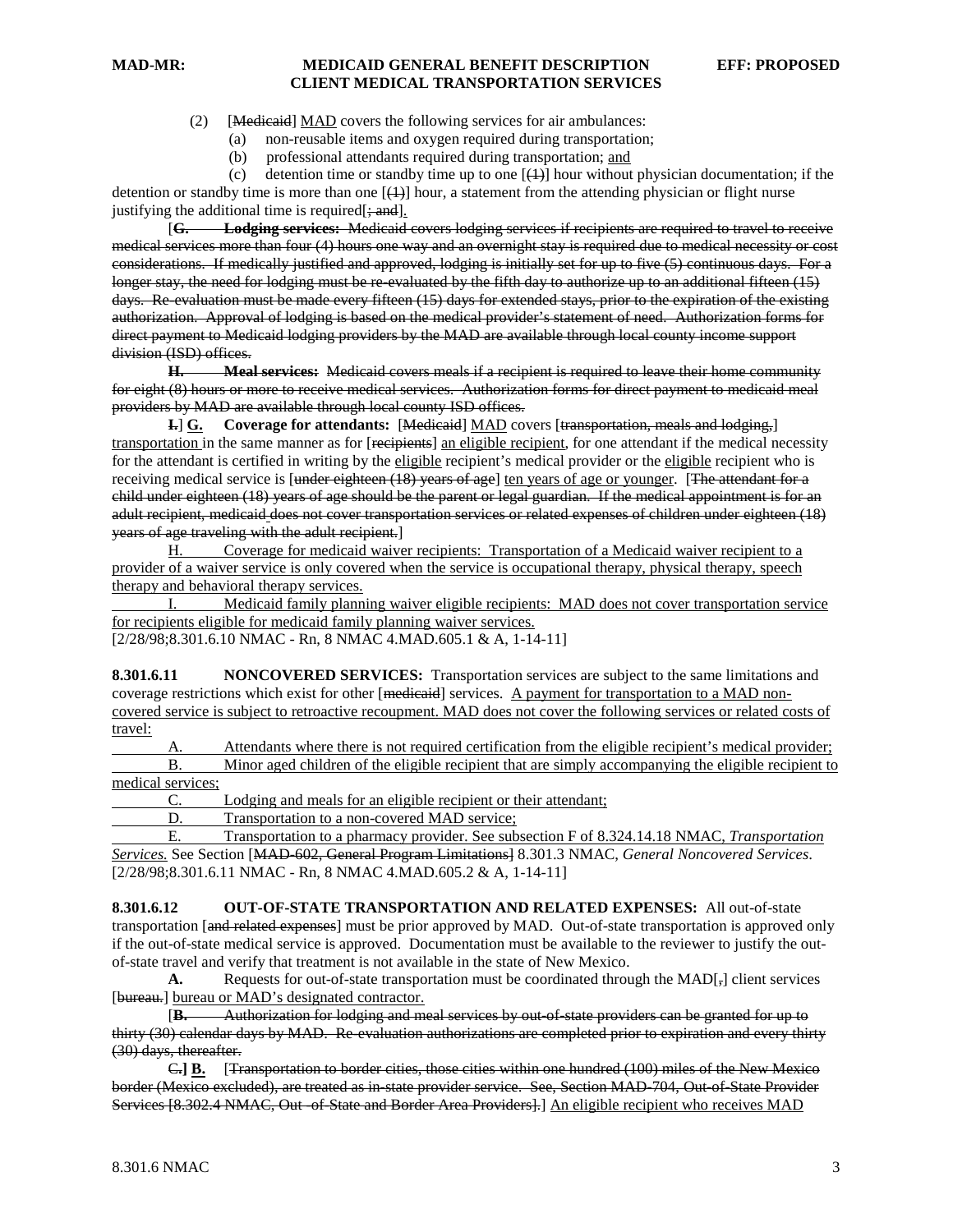(2) [Medicaid] MAD covers the following services for air ambulances:

(a) non-reusable items and oxygen required during transportation;

(b) professional attendants required during transportation; and

(c) detention time or standby time up to one [(1)] hour without physician documentation; if the detention or standby time is more than one [(1)] hour, a statement from the attending physician or flight nurse justifying the additional time is required[; and].

[**G. Lodging services:** Medicaid covers lodging services if recipients are required to travel to receive medical services more than four (4) hours one way and an overnight stay is required due to medical necessity or cost considerations. If medically justified and approved, lodging is initially set for up to five (5) continuous days. For a longer stay, the need for lodging must be re-evaluated by the fifth day to authorize up to an additional fifteen (15) days. Re-evaluation must be made every fifteen (15) days for extended stays, prior to the expiration of the existing authorization. Approval of lodging is based on the medical provider's statement of need. Authorization forms for direct payment to Medicaid lodging providers by the MAD are available through local county income support division (ISD) offices.

**H. Meal services:** Medicaid covers meals if a recipient is required to leave their home community for eight (8) hours or more to receive medical services. Authorization forms for direct payment to medicaid meal providers by MAD are available through local county ISD offices.

**I.**] **G. Coverage for attendants:** [Medicaid] MAD covers [transportation, meals and lodging,] transportation in the same manner as for [recipients] an eligible recipient, for one attendant if the medical necessity for the attendant is certified in writing by the eligible recipient's medical provider or the eligible recipient who is receiving medical service is [under eighteen (18) years of age] ten years of age or younger. [The attendant for a child under eighteen (18) years of age should be the parent or legal guardian. If the medical appointment is for an adult recipient, medicaid does not cover transportation services or related expenses of children under eighteen (18) years of age traveling with the adult recipient.]

H. Coverage for medicaid waiver recipients: Transportation of a Medicaid waiver recipient to a provider of a waiver service is only covered when the service is occupational therapy, physical therapy, speech therapy and behavioral therapy services.

I. Medicaid family planning waiver eligible recipients: MAD does not cover transportation service for recipients eligible for medicaid family planning waiver services.

[2/28/98;8.301.6.10 NMAC - Rn, 8 NMAC 4.MAD.605.1 & A, 1-14-11]

**8.301.6.11 NONCOVERED SERVICES:** Transportation services are subject to the same limitations and coverage restrictions which exist for other [medicaid] services. A payment for transportation to a MAD non-covered service is subject to retroactive recoupment. MAD does not cover the following services or related costs of travel:

A. Attendants where there is not required certification from the eligible recipient's medical provider;

B. Minor aged children of the eligible recipient that are simply accompanying the eligible recipient to medical services;

C. Lodging and meals for an eligible recipient or their attendant;

D. Transportation to a non-covered MAD service;

E. Transportation to a pharmacy provider. See subsection F of 8.324.14.18 NMAC, *Transportation Services.* See Section [MAD-602, General Program Limitations] 8.301.3 NMAC, *General Noncovered Services*.

[2/28/98;8.301.6.11 NMAC - Rn, 8 NMAC 4.MAD.605.2 & A, 1-14-11]

**8.301.6.12 OUT-OF-STATE TRANSPORTATION AND RELATED EXPENSES:** All out-of-state transportation [and related expenses] must be prior approved by MAD. Out-of-state transportation is approved only if the out-of-state medical service is approved. Documentation must be available to the reviewer to justify the out-of-state travel and verify that treatment is not available in the state of New Mexico.

**A.** Requests for out-of-state transportation must be coordinated through the MAD[,] client services [bureau.] bureau or MAD's designated contractor.

[**B.** Authorization for lodging and meal services by out-of-state providers can be granted for up to thirty (30) calendar days by MAD. Re-evaluation authorizations are completed prior to expiration and every thirty (30) days, thereafter.

**C.**] **B.** [Transportation to border cities, those cities within one hundred (100) miles of the New Mexico border (Mexico excluded), are treated as in-state provider service. See, Section MAD-704, Out-of-State Provider Services [8.302.4 NMAC, Out -of-State and Border Area Providers].] An eligible recipient who receives MAD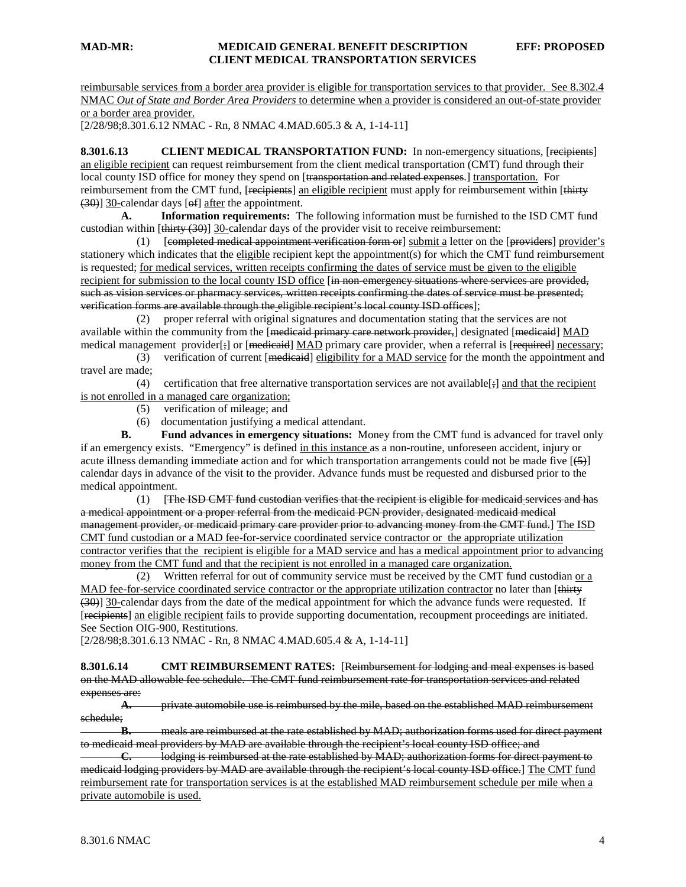reimbursable services from a border area provider is eligible for transportation services to that provider. See 8.302.4 NMAC *Out of State and Border Area Providers* to determine when a provider is considered an out-of-state provider or a border area provider.

[2/28/98;8.301.6.12 NMAC - Rn, 8 NMAC 4.MAD.605.3 & A, 1-14-11]

**8.301.6.13 CLIENT MEDICAL TRANSPORTATION FUND:** In non-emergency situations, [~~recipients~~] an eligible recipient can request reimbursement from the client medical transportation (CMT) fund through their local county ISD office for money they spend on [~~transportation and related expenses~~.] transportation. For reimbursement from the CMT fund, [~~recipients~~] an eligible recipient must apply for reimbursement within [~~thirty (30)~~] 30-calendar days [~~of~~] after the appointment.

**A. Information requirements:** The following information must be furnished to the ISD CMT fund custodian within [~~thirty (30)~~] 30-calendar days of the provider visit to receive reimbursement:

(1) [~~completed medical appointment verification form or~~] submit a letter on the [~~providers~~] provider's stationery which indicates that the eligible recipient kept the appointment(s) for which the CMT fund reimbursement is requested; for medical services, written receipts confirming the dates of service must be given to the eligible recipient for submission to the local county ISD office [~~in non-emergency situations where services are provided, such as vision services or pharmacy services, written receipts confirming the dates of service must be presented; verification forms are available through the eligible recipient's local county ISD offices~~];

(2) proper referral with original signatures and documentation stating that the services are not available within the community from the [~~medicaid primary care network provider,~~] designated [~~medicaid~~] MAD medical management provider[~~;~~] or [~~medicaid~~] MAD primary care provider, when a referral is [~~required~~] necessary;

(3) verification of current [~~medicaid~~] eligibility for a MAD service for the month the appointment and travel are made;

(4) certification that free alternative transportation services are not available[~~;~~] and that the recipient is not enrolled in a managed care organization;

(5) verification of mileage; and

(6) documentation justifying a medical attendant.

**B. Fund advances in emergency situations:** Money from the CMT fund is advanced for travel only if an emergency exists. "Emergency" is defined in this instance as a non-routine, unforeseen accident, injury or acute illness demanding immediate action and for which transportation arrangements could not be made five [~~(5)~~] calendar days in advance of the visit to the provider. Advance funds must be requested and disbursed prior to the medical appointment.

(1) [~~The ISD CMT fund custodian verifies that the recipient is eligible for medicaid services and has a medical appointment or a proper referral from the medicaid PCN provider, designated medicaid medical management provider, or medicaid primary care provider prior to advancing money from the CMT fund.~~] The ISD CMT fund custodian or a MAD fee-for-service coordinated service contractor or the appropriate utilization contractor verifies that the recipient is eligible for a MAD service and has a medical appointment prior to advancing money from the CMT fund and that the recipient is not enrolled in a managed care organization.

(2) Written referral for out of community service must be received by the CMT fund custodian or a MAD fee-for-service coordinated service contractor or the appropriate utilization contractor no later than [~~thirty (30)~~] 30-calendar days from the date of the medical appointment for which the advance funds were requested. If [~~recipients~~] an eligible recipient fails to provide supporting documentation, recoupment proceedings are initiated. See Section OIG-900, Restitutions.

[2/28/98;8.301.6.13 NMAC - Rn, 8 NMAC 4.MAD.605.4 & A, 1-14-11]

**8.301.6.14 CMT REIMBURSEMENT RATES:** [~~Reimbursement for lodging and meal expenses is based on the MAD allowable fee schedule. The CMT fund reimbursement rate for transportation services and related expenses are:~~

~~**A.** private automobile use is reimbursed by the mile, based on the established MAD reimbursement schedule;~~

~~**B.** meals are reimbursed at the rate established by MAD; authorization forms used for direct payment to medicaid meal providers by MAD are available through the recipient's local county ISD office; and~~

~~**C.** lodging is reimbursed at the rate established by MAD; authorization forms for direct payment to medicaid lodging providers by MAD are available through the recipient's local county ISD office.~~] The CMT fund reimbursement rate for transportation services is at the established MAD reimbursement schedule per mile when a private automobile is used.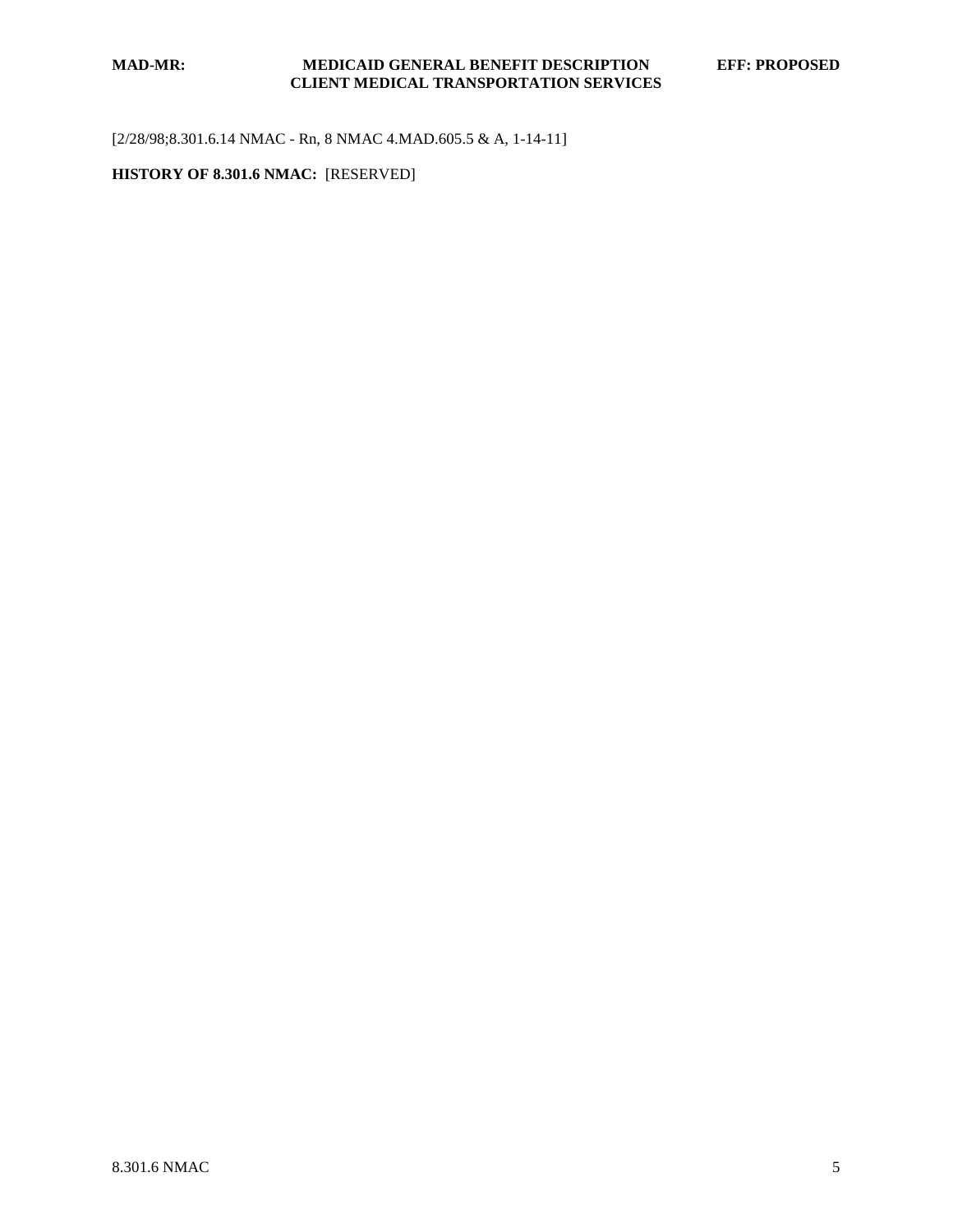[2/28/98;8.301.6.14 NMAC - Rn, 8 NMAC 4.MAD.605.5 & A, 1-14-11]

**HISTORY OF 8.301.6 NMAC:** [RESERVED]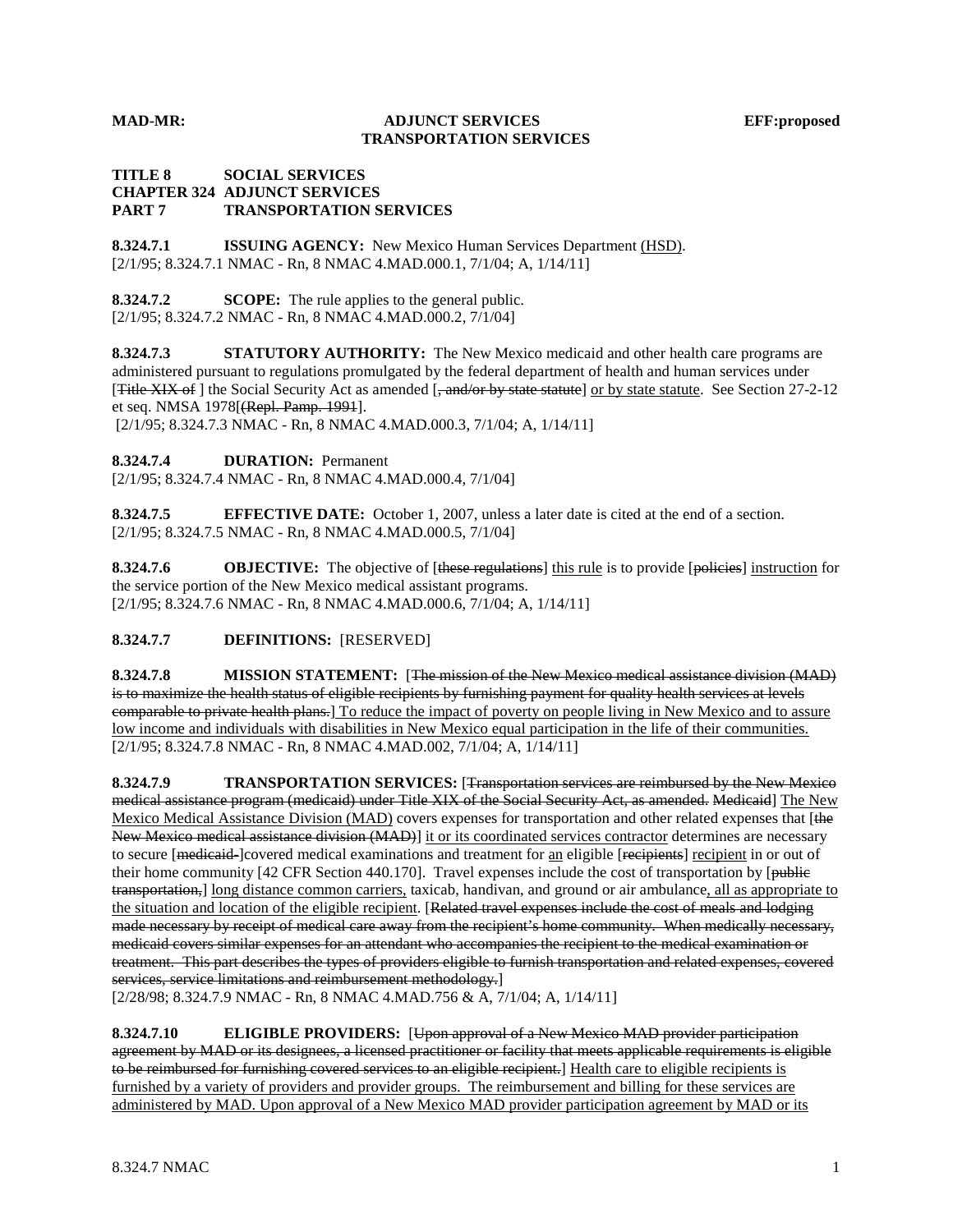**MAD-MR: ADJUNCT SERVICES EFF:proposed**
**TRANSPORTATION SERVICES**

**TITLE 8 SOCIAL SERVICES**
**CHAPTER 324 ADJUNCT SERVICES**
**PART 7 TRANSPORTATION SERVICES**

**8.324.7.1 ISSUING AGENCY:** New Mexico Human Services Department (HSD).
[2/1/95; 8.324.7.1 NMAC - Rn, 8 NMAC 4.MAD.000.1, 7/1/04; A, 1/14/11]

**8.324.7.2 SCOPE:** The rule applies to the general public.
[2/1/95; 8.324.7.2 NMAC - Rn, 8 NMAC 4.MAD.000.2, 7/1/04]

**8.324.7.3 STATUTORY AUTHORITY:** The New Mexico medicaid and other health care programs are administered pursuant to regulations promulgated by the federal department of health and human services under [~~Title XIX of~~ ] the Social Security Act as amended [~~, and/or by state statute~~] or by state statute. See Section 27-2-12 et seq. NMSA 1978[~~(Repl. Pamp. 1991~~].
[2/1/95; 8.324.7.3 NMAC - Rn, 8 NMAC 4.MAD.000.3, 7/1/04; A, 1/14/11]

**8.324.7.4 DURATION:** Permanent
[2/1/95; 8.324.7.4 NMAC - Rn, 8 NMAC 4.MAD.000.4, 7/1/04]

**8.324.7.5 EFFECTIVE DATE:** October 1, 2007, unless a later date is cited at the end of a section.
[2/1/95; 8.324.7.5 NMAC - Rn, 8 NMAC 4.MAD.000.5, 7/1/04]

**8.324.7.6 OBJECTIVE:** The objective of [~~these regulations~~] this rule is to provide [~~policies~~] instruction for the service portion of the New Mexico medical assistant programs.
[2/1/95; 8.324.7.6 NMAC - Rn, 8 NMAC 4.MAD.000.6, 7/1/04; A, 1/14/11]

**8.324.7.7 DEFINITIONS:** [RESERVED]

**8.324.7.8 MISSION STATEMENT:** [~~The mission of the New Mexico medical assistance division (MAD) is to maximize the health status of eligible recipients by furnishing payment for quality health services at levels comparable to private health plans.~~] To reduce the impact of poverty on people living in New Mexico and to assure low income and individuals with disabilities in New Mexico equal participation in the life of their communities.
[2/1/95; 8.324.7.8 NMAC - Rn, 8 NMAC 4.MAD.002, 7/1/04; A, 1/14/11]

**8.324.7.9 TRANSPORTATION SERVICES:** [~~Transportation services are reimbursed by the New Mexico medical assistance program (medicaid) under Title XIX of the Social Security Act, as amended. Medicaid~~] The New Mexico Medical Assistance Division (MAD) covers expenses for transportation and other related expenses that [~~the New Mexico medical assistance division (MAD)~~] it or its coordinated services contractor determines are necessary to secure [~~medicaid-~~]covered medical examinations and treatment for an eligible [~~recipients~~] recipient in or out of their home community [42 CFR Section 440.170]. Travel expenses include the cost of transportation by [~~public transportation,~~] long distance common carriers, taxicab, handivan, and ground or air ambulance, all as appropriate to the situation and location of the eligible recipient. [~~Related travel expenses include the cost of meals and lodging made necessary by receipt of medical care away from the recipient's home community. When medically necessary, medicaid covers similar expenses for an attendant who accompanies the recipient to the medical examination or treatment. This part describes the types of providers eligible to furnish transportation and related expenses, covered services, service limitations and reimbursement methodology.~~]
[2/28/98; 8.324.7.9 NMAC - Rn, 8 NMAC 4.MAD.756 & A, 7/1/04; A, 1/14/11]

**8.324.7.10 ELIGIBLE PROVIDERS:** [~~Upon approval of a New Mexico MAD provider participation agreement by MAD or its designees, a licensed practitioner or facility that meets applicable requirements is eligible to be reimbursed for furnishing covered services to an eligible recipient.~~] Health care to eligible recipients is furnished by a variety of providers and provider groups. The reimbursement and billing for these services are administered by MAD. Upon approval of a New Mexico MAD provider participation agreement by MAD or its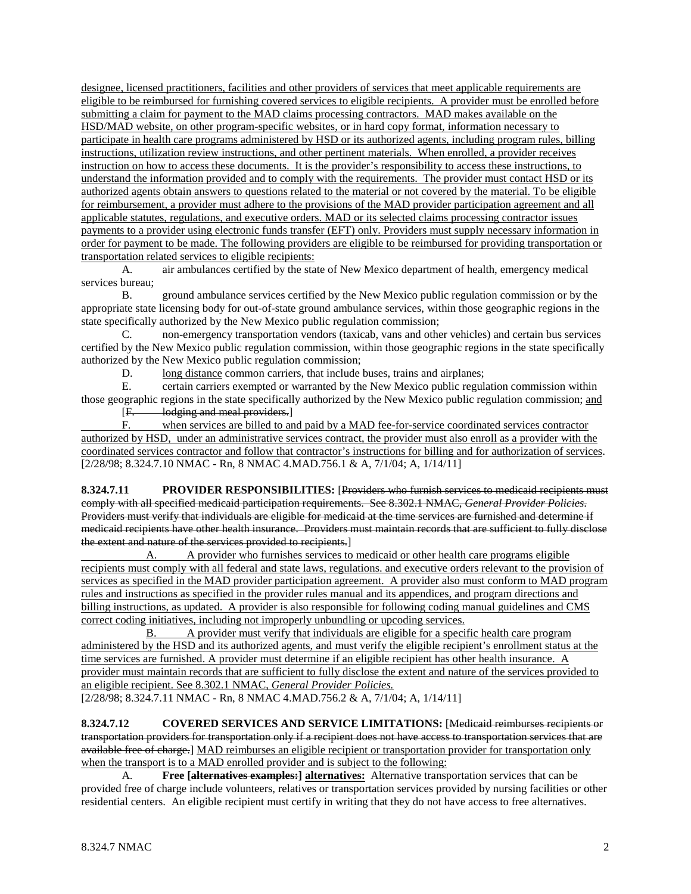designee, licensed practitioners, facilities and other providers of services that meet applicable requirements are eligible to be reimbursed for furnishing covered services to eligible recipients. A provider must be enrolled before submitting a claim for payment to the MAD claims processing contractors. MAD makes available on the HSD/MAD website, on other program-specific websites, or in hard copy format, information necessary to participate in health care programs administered by HSD or its authorized agents, including program rules, billing instructions, utilization review instructions, and other pertinent materials. When enrolled, a provider receives instruction on how to access these documents. It is the provider's responsibility to access these instructions, to understand the information provided and to comply with the requirements. The provider must contact HSD or its authorized agents obtain answers to questions related to the material or not covered by the material. To be eligible for reimbursement, a provider must adhere to the provisions of the MAD provider participation agreement and all applicable statutes, regulations, and executive orders. MAD or its selected claims processing contractor issues payments to a provider using electronic funds transfer (EFT) only. Providers must supply necessary information in order for payment to be made. The following providers are eligible to be reimbursed for providing transportation or transportation related services to eligible recipients:

A. air ambulances certified by the state of New Mexico department of health, emergency medical services bureau;

B. ground ambulance services certified by the New Mexico public regulation commission or by the appropriate state licensing body for out-of-state ground ambulance services, within those geographic regions in the state specifically authorized by the New Mexico public regulation commission;

C. non-emergency transportation vendors (taxicab, vans and other vehicles) and certain bus services certified by the New Mexico public regulation commission, within those geographic regions in the state specifically authorized by the New Mexico public regulation commission;

D. long distance common carriers, that include buses, trains and airplanes;

E. certain carriers exempted or warranted by the New Mexico public regulation commission within those geographic regions in the state specifically authorized by the New Mexico public regulation commission; and

[~~F. lodging and meal providers.~~]

F. when services are billed to and paid by a MAD fee-for-service coordinated services contractor authorized by HSD, under an administrative services contract, the provider must also enroll as a provider with the coordinated services contractor and follow that contractor's instructions for billing and for authorization of services.

[2/28/98; 8.324.7.10 NMAC - Rn, 8 NMAC 4.MAD.756.1 & A, 7/1/04; A, 1/14/11]

**8.324.7.11 PROVIDER RESPONSIBILITIES:** [~~Providers who furnish services to medicaid recipients must comply with all specified medicaid participation requirements. See 8.302.1 NMAC, *General Provider Policies*. Providers must verify that individuals are eligible for medicaid at the time services are furnished and determine if medicaid recipients have other health insurance. Providers must maintain records that are sufficient to fully disclose the extent and nature of the services provided to recipients.~~]

A. A provider who furnishes services to medicaid or other health care programs eligible recipients must comply with all federal and state laws, regulations. and executive orders relevant to the provision of services as specified in the MAD provider participation agreement. A provider also must conform to MAD program rules and instructions as specified in the provider rules manual and its appendices, and program directions and billing instructions, as updated. A provider is also responsible for following coding manual guidelines and CMS correct coding initiatives, including not improperly unbundling or upcoding services.

B. A provider must verify that individuals are eligible for a specific health care program administered by the HSD and its authorized agents, and must verify the eligible recipient's enrollment status at the time services are furnished. A provider must determine if an eligible recipient has other health insurance. A provider must maintain records that are sufficient to fully disclose the extent and nature of the services provided to an eligible recipient. See 8.302.1 NMAC, *General Provider Policies.*

[2/28/98; 8.324.7.11 NMAC - Rn, 8 NMAC 4.MAD.756.2 & A, 7/1/04; A, 1/14/11]

**8.324.7.12 COVERED SERVICES AND SERVICE LIMITATIONS:** [~~Medicaid reimburses recipients or transportation providers for transportation only if a recipient does not have access to transportation services that are available free of charge.~~] MAD reimburses an eligible recipient or transportation provider for transportation only when the transport is to a MAD enrolled provider and is subject to the following:

A. **Free [~~alternatives examples:~~] alternatives:** Alternative transportation services that can be provided free of charge include volunteers, relatives or transportation services provided by nursing facilities or other residential centers. An eligible recipient must certify in writing that they do not have access to free alternatives.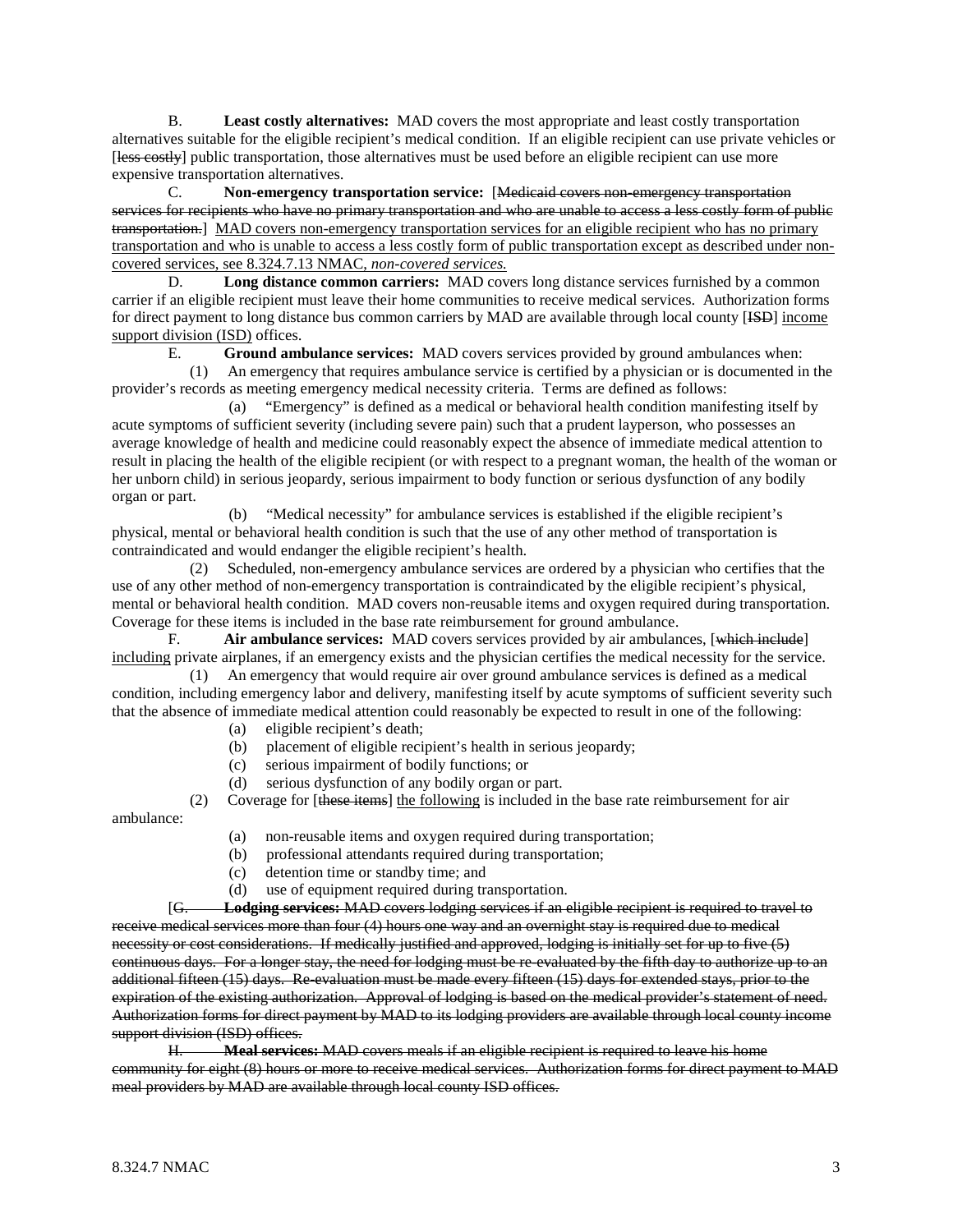B. **Least costly alternatives:** MAD covers the most appropriate and least costly transportation alternatives suitable for the eligible recipient's medical condition. If an eligible recipient can use private vehicles or [~~less costly~~] public transportation, those alternatives must be used before an eligible recipient can use more expensive transportation alternatives.

C. **Non-emergency transportation service:** [~~Medicaid covers non-emergency transportation services for recipients who have no primary transportation and who are unable to access a less costly form of public transportation.~~] <u>MAD covers non-emergency transportation services for an eligible recipient who has no primary transportation and who is unable to access a less costly form of public transportation except as described under non-covered services, see 8.324.7.13 NMAC, *non-covered services.*</u>

D. **Long distance common carriers:** MAD covers long distance services furnished by a common carrier if an eligible recipient must leave their home communities to receive medical services. Authorization forms for direct payment to long distance bus common carriers by MAD are available through local county [~~ISD~~] <u>income support division (ISD)</u> offices.

E. **Ground ambulance services:** MAD covers services provided by ground ambulances when:

(1) An emergency that requires ambulance service is certified by a physician or is documented in the provider's records as meeting emergency medical necessity criteria. Terms are defined as follows:

(a) "Emergency" is defined as a medical or behavioral health condition manifesting itself by acute symptoms of sufficient severity (including severe pain) such that a prudent layperson, who possesses an average knowledge of health and medicine could reasonably expect the absence of immediate medical attention to result in placing the health of the eligible recipient (or with respect to a pregnant woman, the health of the woman or her unborn child) in serious jeopardy, serious impairment to body function or serious dysfunction of any bodily organ or part.

(b) "Medical necessity" for ambulance services is established if the eligible recipient's physical, mental or behavioral health condition is such that the use of any other method of transportation is contraindicated and would endanger the eligible recipient's health.

(2) Scheduled, non-emergency ambulance services are ordered by a physician who certifies that the use of any other method of non-emergency transportation is contraindicated by the eligible recipient's physical, mental or behavioral health condition. MAD covers non-reusable items and oxygen required during transportation. Coverage for these items is included in the base rate reimbursement for ground ambulance.

F. **Air ambulance services:** MAD covers services provided by air ambulances, [~~which include~~] <u>including</u> private airplanes, if an emergency exists and the physician certifies the medical necessity for the service.

(1) An emergency that would require air over ground ambulance services is defined as a medical condition, including emergency labor and delivery, manifesting itself by acute symptoms of sufficient severity such that the absence of immediate medical attention could reasonably be expected to result in one of the following:

(a) eligible recipient's death;
(b) placement of eligible recipient's health in serious jeopardy;
(c) serious impairment of bodily functions; or
(d) serious dysfunction of any bodily organ or part.

(2) Coverage for [~~these items~~] <u>the following</u> is included in the base rate reimbursement for air ambulance:

(a) non-reusable items and oxygen required during transportation;
(b) professional attendants required during transportation;
(c) detention time or standby time; and
(d) use of equipment required during transportation.

[~~G.~~ ~~**Lodging services:**~~ ~~MAD covers lodging services if an eligible recipient is required to travel to receive medical services more than four (4) hours one way and an overnight stay is required due to medical necessity or cost considerations. If medically justified and approved, lodging is initially set for up to five (5) continuous days. For a longer stay, the need for lodging must be re-evaluated by the fifth day to authorize up to an additional fifteen (15) days. Re-evaluation must be made every fifteen (15) days for extended stays, prior to the expiration of the existing authorization. Approval of lodging is based on the medical provider's statement of need. Authorization forms for direct payment by MAD to its lodging providers are available through local county income support division (ISD) offices.~~

~~H.~~ ~~**Meal services:**~~ ~~MAD covers meals if an eligible recipient is required to leave his home community for eight (8) hours or more to receive medical services. Authorization forms for direct payment to MAD meal providers by MAD are available through local county ISD offices.~~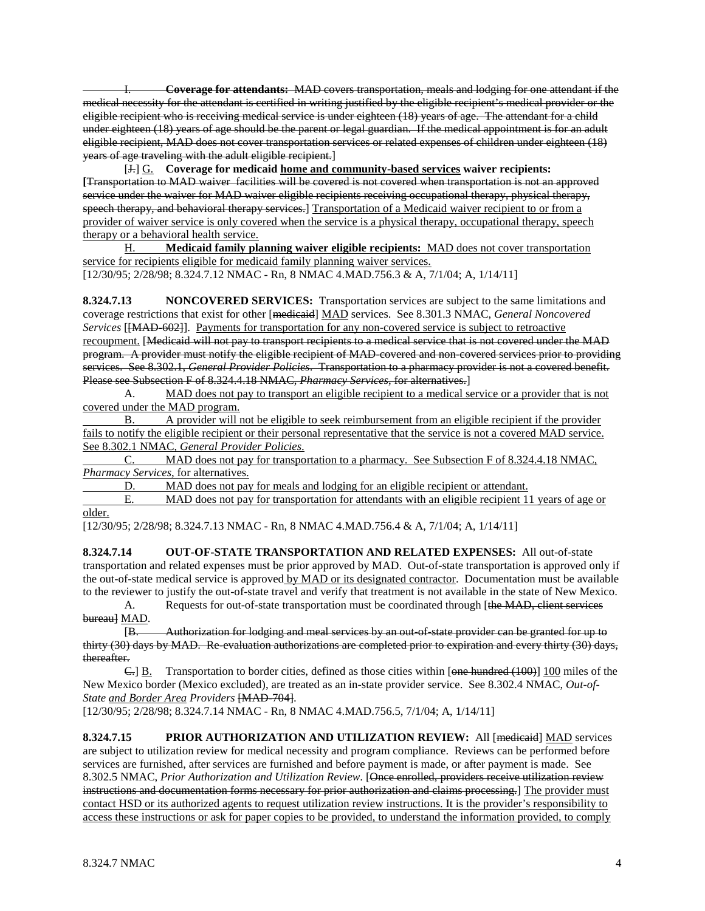~~I. **Coverage for attendants:** MAD covers transportation, meals and lodging for one attendant if the medical necessity for the attendant is certified in writing justified by the eligible recipient's medical provider or the eligible recipient who is receiving medical service is under eighteen (18) years of age. The attendant for a child under eighteen (18) years of age should be the parent or legal guardian. If the medical appointment is for an adult eligible recipient, MAD does not cover transportation services or related expenses of children under eighteen (18) years of age traveling with the adult eligible recipient.~~]

[~~J.~~] <u>G.</u> **Coverage for medicaid <u>home and community-based services</u> waiver recipients:** **[**~~Transportation to MAD waiver facilities will be covered is not covered when transportation is not an approved service under the waiver for MAD waiver eligible recipients receiving occupational therapy, physical therapy, speech therapy, and behavioral therapy services.~~] <u>Transportation of a Medicaid waiver recipient to or from a provider of waiver service is only covered when the service is a physical therapy, occupational therapy, speech therapy or a behavioral health service.</u>

<u>H. **Medicaid family planning waiver eligible recipients:** MAD does not cover transportation service for recipients eligible for medicaid family planning waiver services.</u>

[12/30/95; 2/28/98; 8.324.7.12 NMAC - Rn, 8 NMAC 4.MAD.756.3 & A, 7/1/04; A, 1/14/11]

**8.324.7.13 NONCOVERED SERVICES:** Transportation services are subject to the same limitations and coverage restrictions that exist for other [~~medicaid~~] <u>MAD</u> services. See 8.301.3 NMAC, *General Noncovered Services* [~~[MAD-602]~~]. <u>Payments for transportation for any non-covered service is subject to retroactive recoupment.</u> [~~Medicaid will not pay to transport recipients to a medical service that is not covered under the MAD program. A provider must notify the eligible recipient of MAD-covered and non-covered services prior to providing services. See 8.302.1, *General Provider Policies*. Transportation to a pharmacy provider is not a covered benefit. Please see Subsection F of 8.324.4.18 NMAC, *Pharmacy Services*, for alternatives.~~]

<u>A. MAD does not pay to transport an eligible recipient to a medical service or a provider that is not covered under the MAD program.</u>

<u>B. A provider will not be eligible to seek reimbursement from an eligible recipient if the provider fails to notify the eligible recipient or their personal representative that the service is not a covered MAD service. See 8.302.1 NMAC, *General Provider Policies*.</u>

<u>C. MAD does not pay for transportation to a pharmacy. See Subsection F of 8.324.4.18 NMAC, *Pharmacy Services*, for alternatives.</u>

<u>D. MAD does not pay for meals and lodging for an eligible recipient or attendant.</u>

<u>E. MAD does not pay for transportation for attendants with an eligible recipient 11 years of age or older.</u>

[12/30/95; 2/28/98; 8.324.7.13 NMAC - Rn, 8 NMAC 4.MAD.756.4 & A, 7/1/04; A, 1/14/11]

**8.324.7.14 OUT-OF-STATE TRANSPORTATION AND RELATED EXPENSES:** All out-of-state transportation and related expenses must be prior approved by MAD. Out-of-state transportation is approved only if the out-of-state medical service is approved<u> by MAD or its designated contractor</u>. Documentation must be available to the reviewer to justify the out-of-state travel and verify that treatment is not available in the state of New Mexico.

A. Requests for out-of-state transportation must be coordinated through [~~the MAD, client services bureau~~] <u>MAD</u>.

[~~B. Authorization for lodging and meal services by an out-of-state provider can be granted for up to thirty (30) days by MAD. Re-evaluation authorizations are completed prior to expiration and every thirty (30) days, thereafter.~~

~~C.~~] <u>B.</u> Transportation to border cities, defined as those cities within [~~one hundred (100)~~] <u>100</u> miles of the New Mexico border (Mexico excluded), are treated as an in-state provider service. See 8.302.4 NMAC, *Out-of-State <u>and Border Area</u> Providers* ~~[MAD-704]~~.

[12/30/95; 2/28/98; 8.324.7.14 NMAC - Rn, 8 NMAC 4.MAD.756.5, 7/1/04; A, 1/14/11]

**8.324.7.15 PRIOR AUTHORIZATION AND UTILIZATION REVIEW:** All [~~medicaid~~] <u>MAD</u> services are subject to utilization review for medical necessity and program compliance. Reviews can be performed before services are furnished, after services are furnished and before payment is made, or after payment is made. See 8.302.5 NMAC, *Prior Authorization and Utilization Review*. [~~Once enrolled, providers receive utilization review instructions and documentation forms necessary for prior authorization and claims processing.~~] <u>The provider must contact HSD or its authorized agents to request utilization review instructions. It is the provider's responsibility to access these instructions or ask for paper copies to be provided, to understand the information provided, to comply</u>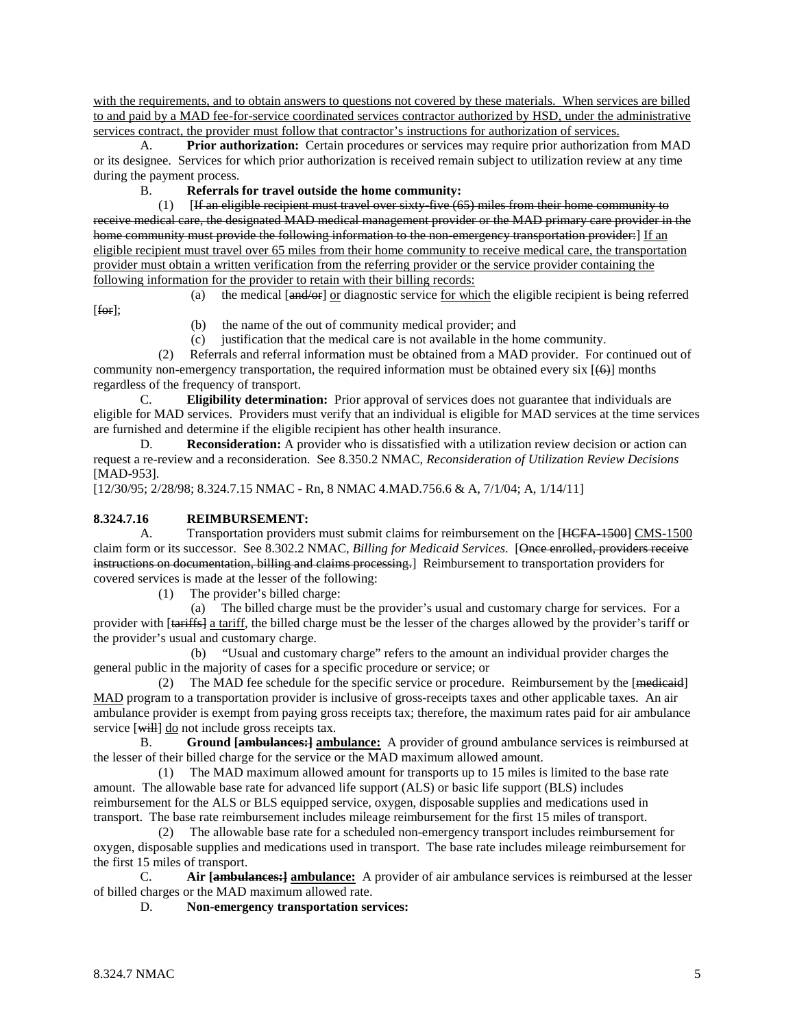with the requirements, and to obtain answers to questions not covered by these materials. When services are billed to and paid by a MAD fee-for-service coordinated services contractor authorized by HSD, under the administrative services contract, the provider must follow that contractor's instructions for authorization of services.

A. **Prior authorization:** Certain procedures or services may require prior authorization from MAD or its designee. Services for which prior authorization is received remain subject to utilization review at any time during the payment process.

B. **Referrals for travel outside the home community:**

(1) [~~If an eligible recipient must travel over sixty-five (65) miles from their home community to receive medical care, the designated MAD medical management provider or the MAD primary care provider in the home community must provide the following information to the non-emergency transportation provider:~~] If an eligible recipient must travel over 65 miles from their home community to receive medical care, the transportation provider must obtain a written verification from the referring provider or the service provider containing the following information for the provider to retain with their billing records:

(a) the medical [~~and/or~~] or diagnostic service for which the eligible recipient is being referred [~~for~~];

(b) the name of the out of community medical provider; and

(c) justification that the medical care is not available in the home community.

(2) Referrals and referral information must be obtained from a MAD provider. For continued out of community non-emergency transportation, the required information must be obtained every six [~~(6)~~] months regardless of the frequency of transport.

C. **Eligibility determination:** Prior approval of services does not guarantee that individuals are eligible for MAD services. Providers must verify that an individual is eligible for MAD services at the time services are furnished and determine if the eligible recipient has other health insurance.

D. **Reconsideration:** A provider who is dissatisfied with a utilization review decision or action can request a re-review and a reconsideration. See 8.350.2 NMAC, *Reconsideration of Utilization Review Decisions* [MAD-953].

[12/30/95; 2/28/98; 8.324.7.15 NMAC - Rn, 8 NMAC 4.MAD.756.6 & A, 7/1/04; A, 1/14/11]

**8.324.7.16 REIMBURSEMENT:**

A. Transportation providers must submit claims for reimbursement on the [~~HCFA-1500~~] CMS-1500 claim form or its successor. See 8.302.2 NMAC, *Billing for Medicaid Services*. [~~Once enrolled, providers receive instructions on documentation, billing and claims processing.~~] Reimbursement to transportation providers for covered services is made at the lesser of the following:

(1) The provider's billed charge:

(a) The billed charge must be the provider's usual and customary charge for services. For a provider with [~~tariffs~~] a tariff, the billed charge must be the lesser of the charges allowed by the provider's tariff or the provider's usual and customary charge.

(b) "Usual and customary charge" refers to the amount an individual provider charges the general public in the majority of cases for a specific procedure or service; or

(2) The MAD fee schedule for the specific service or procedure. Reimbursement by the [~~medicaid~~] MAD program to a transportation provider is inclusive of gross-receipts taxes and other applicable taxes. An air ambulance provider is exempt from paying gross receipts tax; therefore, the maximum rates paid for air ambulance service [~~will~~] do not include gross receipts tax.

B. **Ground [~~ambulances:~~] ambulance:** A provider of ground ambulance services is reimbursed at the lesser of their billed charge for the service or the MAD maximum allowed amount.

(1) The MAD maximum allowed amount for transports up to 15 miles is limited to the base rate amount. The allowable base rate for advanced life support (ALS) or basic life support (BLS) includes reimbursement for the ALS or BLS equipped service, oxygen, disposable supplies and medications used in transport. The base rate reimbursement includes mileage reimbursement for the first 15 miles of transport.

(2) The allowable base rate for a scheduled non-emergency transport includes reimbursement for oxygen, disposable supplies and medications used in transport. The base rate includes mileage reimbursement for the first 15 miles of transport.

C. **Air [~~ambulances:~~] ambulance:** A provider of air ambulance services is reimbursed at the lesser of billed charges or the MAD maximum allowed rate.

D. **Non-emergency transportation services:**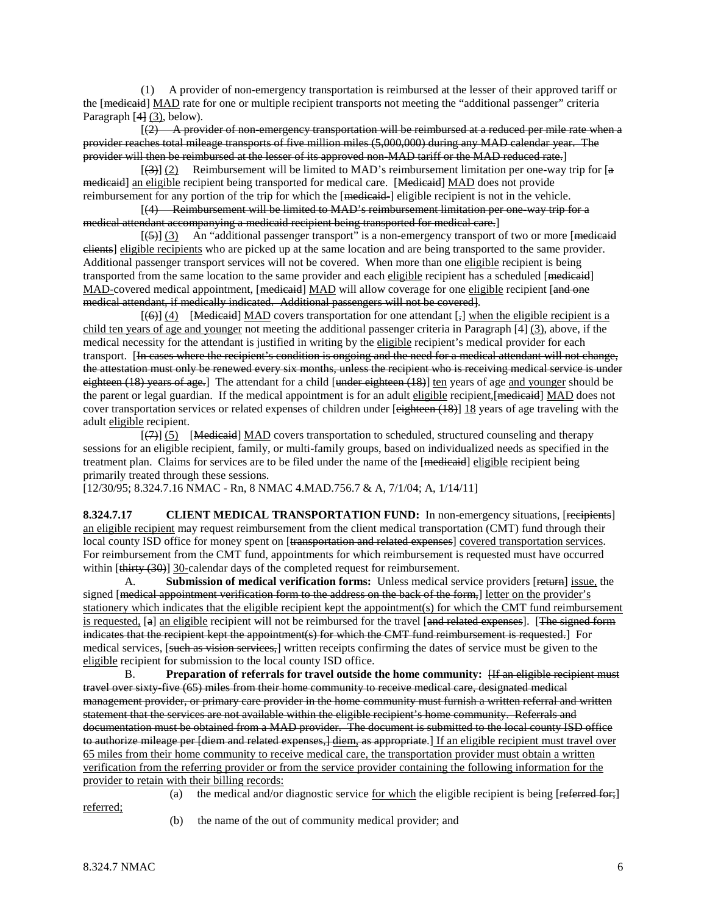(1) A provider of non-emergency transportation is reimbursed at the lesser of their approved tariff or the [medicaid] MAD rate for one or multiple recipient transports not meeting the "additional passenger" criteria Paragraph [4] (3), below).

[(2) A provider of non-emergency transportation will be reimbursed at a reduced per mile rate when a provider reaches total mileage transports of five million miles (5,000,000) during any MAD calendar year. The provider will then be reimbursed at the lesser of its approved non-MAD tariff or the MAD reduced rate.]

[(3)] (2) Reimbursement will be limited to MAD's reimbursement limitation per one-way trip for [a medicaid] an eligible recipient being transported for medical care. [Medicaid] MAD does not provide reimbursement for any portion of the trip for which the [medicaid-] eligible recipient is not in the vehicle.

[(4) Reimbursement will be limited to MAD's reimbursement limitation per one-way trip for a medical attendant accompanying a medicaid recipient being transported for medical care.]

[(5)] (3) An "additional passenger transport" is a non-emergency transport of two or more [medicaid clients] eligible recipients who are picked up at the same location and are being transported to the same provider. Additional passenger transport services will not be covered. When more than one eligible recipient is being transported from the same location to the same provider and each eligible recipient has a scheduled [medicaid] MAD-covered medical appointment, [medicaid] MAD will allow coverage for one eligible recipient [and one medical attendant, if medically indicated. Additional passengers will not be covered].

[(6)] (4) [Medicaid] MAD covers transportation for one attendant [,] when the eligible recipient is a child ten years of age and younger not meeting the additional passenger criteria in Paragraph [4] (3), above, if the medical necessity for the attendant is justified in writing by the eligible recipient's medical provider for each transport. [In cases where the recipient's condition is ongoing and the need for a medical attendant will not change, the attestation must only be renewed every six months, unless the recipient who is receiving medical service is under eighteen (18) years of age.] The attendant for a child [under eighteen (18)] ten years of age and younger should be the parent or legal guardian. If the medical appointment is for an adult eligible recipient,[medicaid] MAD does not cover transportation services or related expenses of children under [eighteen (18)] 18 years of age traveling with the adult eligible recipient.

[(7)] (5) [Medicaid] MAD covers transportation to scheduled, structured counseling and therapy sessions for an eligible recipient, family, or multi-family groups, based on individualized needs as specified in the treatment plan. Claims for services are to be filed under the name of the [medicaid] eligible recipient being primarily treated through these sessions.

[12/30/95; 8.324.7.16 NMAC - Rn, 8 NMAC 4.MAD.756.7 & A, 7/1/04; A, 1/14/11]

**8.324.7.17 CLIENT MEDICAL TRANSPORTATION FUND:** In non-emergency situations, [recipients] an eligible recipient may request reimbursement from the client medical transportation (CMT) fund through their local county ISD office for money spent on [transportation and related expenses] covered transportation services. For reimbursement from the CMT fund, appointments for which reimbursement is requested must have occurred within [thirty (30)] 30-calendar days of the completed request for reimbursement.

A. **Submission of medical verification forms:** Unless medical service providers [return] issue, the signed [medical appointment verification form to the address on the back of the form,] letter on the provider's stationery which indicates that the eligible recipient kept the appointment(s) for which the CMT fund reimbursement is requested, [a] an eligible recipient will not be reimbursed for the travel [and related expenses]. [The signed form indicates that the recipient kept the appointment(s) for which the CMT fund reimbursement is requested.] For medical services, [such as vision services,] written receipts confirming the dates of service must be given to the eligible recipient for submission to the local county ISD office.

B. **Preparation of referrals for travel outside the home community:** [If an eligible recipient must travel over sixty-five (65) miles from their home community to receive medical care, designated medical management provider, or primary care provider in the home community must furnish a written referral and written statement that the services are not available within the eligible recipient's home community. Referrals and documentation must be obtained from a MAD provider. The document is submitted to the local county ISD office to authorize mileage per [diem and related expenses,] diem, as appropriate.] If an eligible recipient must travel over 65 miles from their home community to receive medical care, the transportation provider must obtain a written verification from the referring provider or from the service provider containing the following information for the provider to retain with their billing records:

(a) the medical and/or diagnostic service for which the eligible recipient is being [referred for;] referred;

(b) the name of the out of community medical provider; and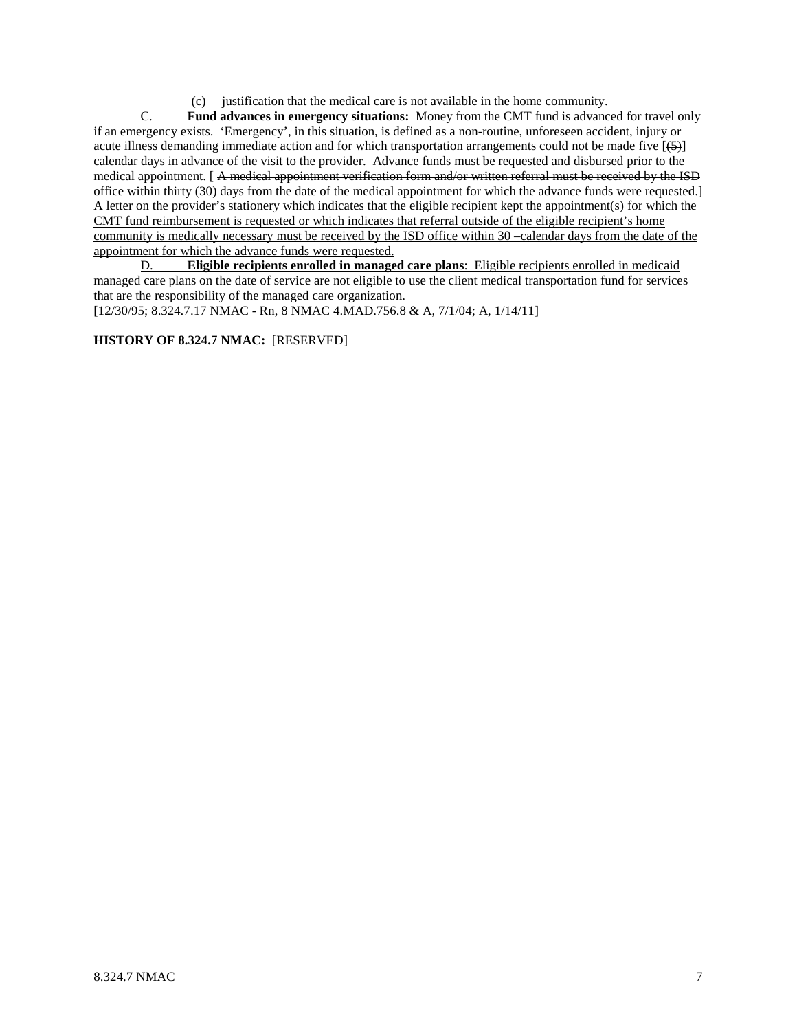(c) justification that the medical care is not available in the home community.

C. **Fund advances in emergency situations:** Money from the CMT fund is advanced for travel only if an emergency exists. 'Emergency', in this situation, is defined as a non-routine, unforeseen accident, injury or acute illness demanding immediate action and for which transportation arrangements could not be made five [~~(5)~~] calendar days in advance of the visit to the provider. Advance funds must be requested and disbursed prior to the medical appointment. [ ~~A medical appointment verification form and/or written referral must be received by the ISD office within thirty (30) days from the date of the medical appointment for which the advance funds were requested.~~] <u>A letter on the provider's stationery which indicates that the eligible recipient kept the appointment(s) for which the CMT fund reimbursement is requested or which indicates that referral outside of the eligible recipient's home community is medically necessary must be received by the ISD office within 30 –calendar days from the date of the appointment for which the advance funds were requested.</u>

<u>D. **Eligible recipients enrolled in managed care plans**: Eligible recipients enrolled in medicaid managed care plans on the date of service are not eligible to use the client medical transportation fund for services that are the responsibility of the managed care organization.</u>

[12/30/95; 8.324.7.17 NMAC - Rn, 8 NMAC 4.MAD.756.8 & A, 7/1/04; A, 1/14/11]

**HISTORY OF 8.324.7 NMAC:** [RESERVED]